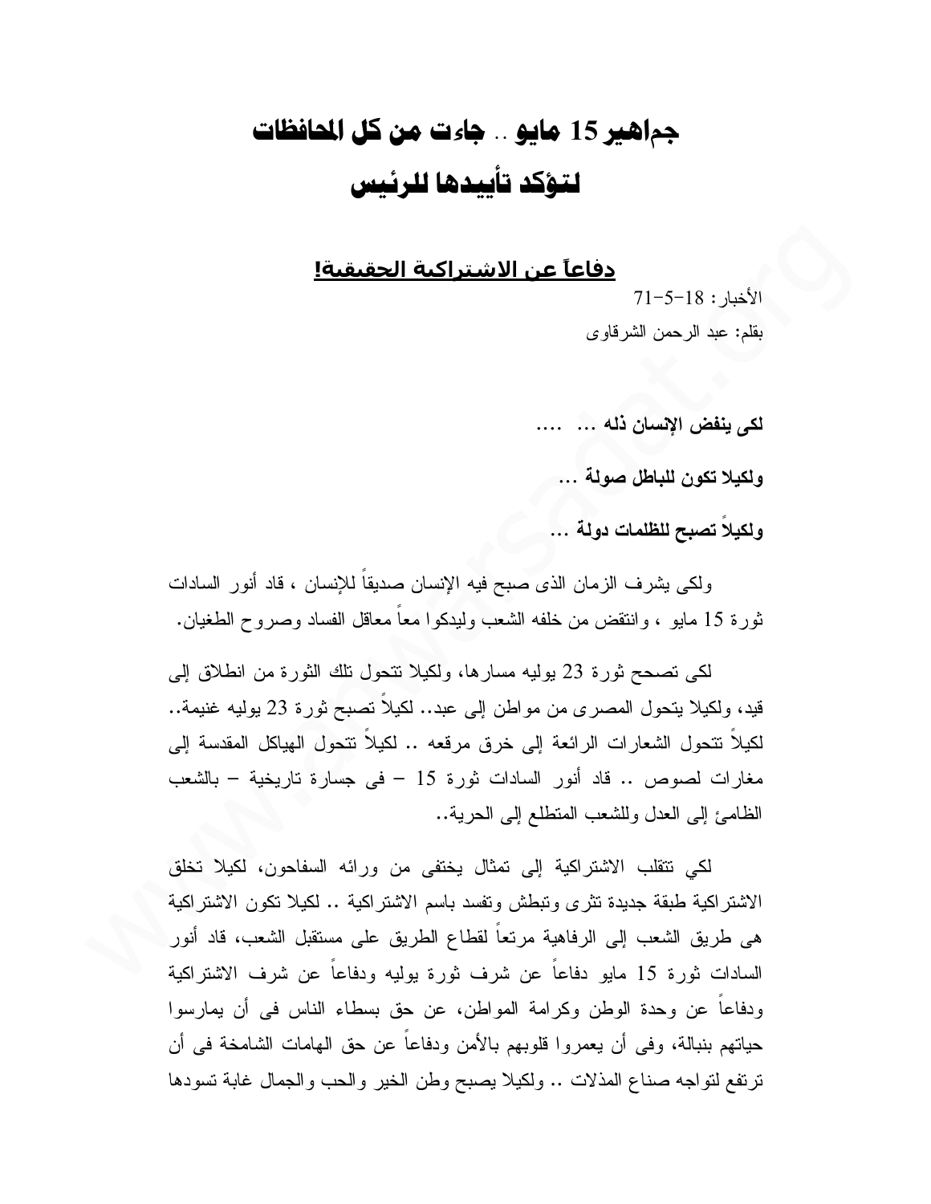# جماهير 15 مايو .. جاءت من كل المحافظات
# لتؤكد تأييدها للرئيس

## دفاعاً عن الاشتراكية الحقيقية!

الأخبار: 18-5-71

بقلم: عبد الرحمن الشرقاوى

**لكى ينفض الإنسان ذله ... ....**

**ولكيلا تكون للباطل صولة ...**

**ولكيلاً تصبح للظلمات دولة ...**

ولكى يشرف الزمان الذى صبح فيه الإنسان صديقاً للإنسان ، قاد أنور السادات ثورة 15 مايو ، وانتقض من خلفه الشعب وليدكوا معاً معاقل الفساد وصروح الطغيان.

لكى تصحح ثورة 23 يوليه مسارها، ولكيلا تتحول تلك الثورة من انطلاق إلى قيد، ولكيلا يتحول المصرى من مواطن إلى عبد.. لكيلاً تصبح ثورة 23 يوليه غنيمة.. لكيلاً تتحول الشعارات الرائعة إلى خرق مرقعه .. لكيلاً تتحول الهياكل المقدسة إلى مغارات لصوص .. قاد أنور السادات ثورة 15 – فى جسارة تاريخية – بالشعب الظامئ إلى العدل وللشعب المتطلع إلى الحرية..

لكي تتقلب الاشتراكية إلى تمثال يختفى من ورائه السفاحون، لكيلا تخلق الاشتراكية طبقة جديدة تثرى وتبطش وتفسد باسم الاشتراكية .. لكيلا تكون الاشتراكية هى طريق الشعب إلى الرفاهية مرتعاً لقطاع الطريق على مستقبل الشعب، قاد أنور السادات ثورة 15 مايو دفاعاً عن شرف ثورة يوليه ودفاعاً عن شرف الاشتراكية ودفاعاً عن وحدة الوطن وكرامة المواطن، عن حق بسطاء الناس فى أن يمارسوا حياتهم بنبالة، وفى أن يعمروا قلوبهم بالأمن ودفاعاً عن حق الهامات الشامخة فى أن ترتفع لتواجه صناع المذلات .. ولكيلا يصبح وطن الخير والحب والجمال غابة تسودها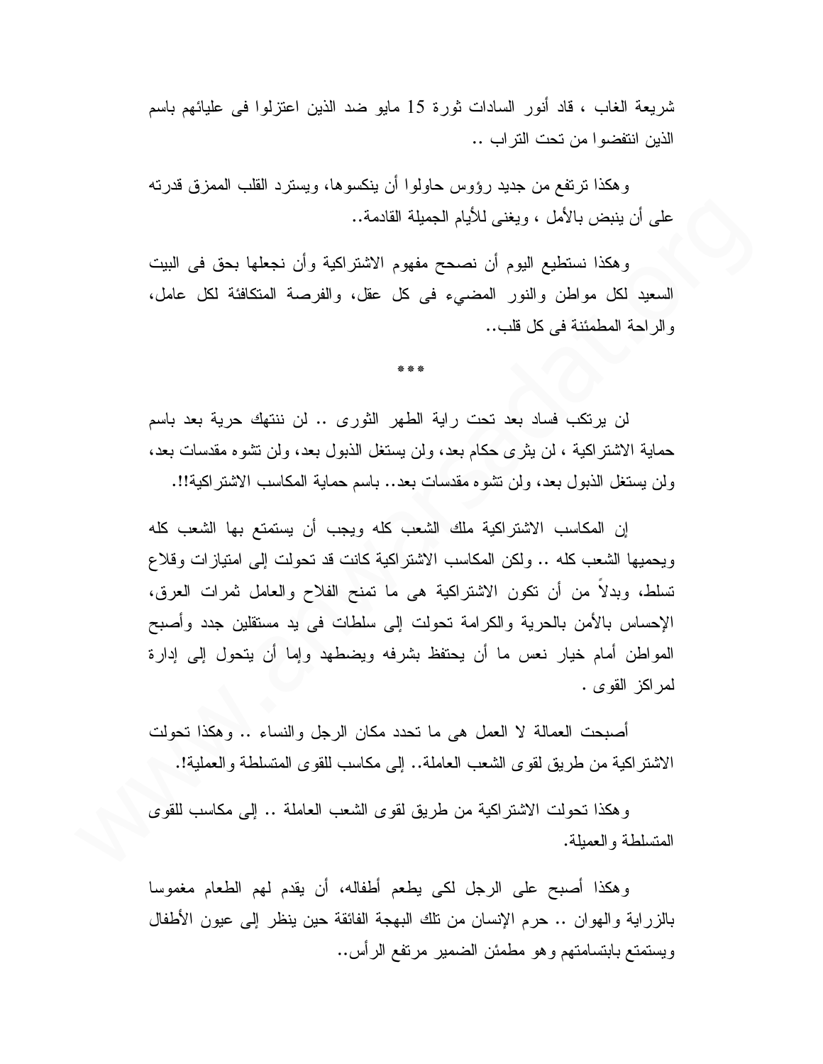شريعة الغاب ، قاد أنور السادات ثورة 15 مايو ضد الذين اعتزلوا فى عليائهم باسم الذين انتفضوا من تحت التراب ..

وهكذا ترتفع من جديد رؤوس حاولوا أن ينكسوها، ويسترد القلب الممزق قدرته على أن ينبض بالأمل ، ويغنى للأيام الجميلة القادمة..

وهكذا نستطيع اليوم أن نصحح مفهوم الاشتراكية وأن نجعلها بحق فى البيت السعيد لكل مواطن والنور المضيء فى كل عقل، والفرصة المتكافئة لكل عامل، والراحة المطمئنة فى كل قلب..

***

لن يرتكب فساد بعد تحت راية الطهر الثورى .. لن ننتهك حرية بعد باسم حماية الاشتراكية ، لن يثرى حكام بعد، ولن يستغل الذبول بعد، ولن تشوه مقدسات بعد، ولن يستغل الذبول بعد، ولن تشوه مقدسات بعد.. باسم حماية المكاسب الاشتراكية!!.

إن المكاسب الاشتراكية ملك الشعب كله ويجب أن يستمتع بها الشعب كله ويحميها الشعب كله .. ولكن المكاسب الاشتراكية كانت قد تحولت إلى امتيازات وقلاع تسلط، وبدلاً من أن تكون الاشتراكية هى ما تمنح الفلاح والعامل ثمرات العرق، الإحساس بالأمن بالحرية والكرامة تحولت إلى سلطات فى يد مستقلين جدد وأصبح المواطن أمام خيار نعس ما أن يحتفظ بشرفه ويضطهد وإما أن يتحول إلى إدارة لمراكز القوى .

أصبحت العمالة لا العمل هى ما تحدد مكان الرجل والنساء .. وهكذا تحولت الاشتراكية من طريق لقوى الشعب العاملة.. إلى مكاسب للقوى المتسلطة والعملية!.

وهكذا تحولت الاشتراكية من طريق لقوى الشعب العاملة .. إلى مكاسب للقوى المتسلطة والعميلة.

وهكذا أصبح على الرجل لكى يطعم أطفاله، أن يقدم لهم الطعام مغموسا بالزراية والهوان .. حرم الإنسان من تلك البهجة الفائقة حين ينظر إلى عيون الأطفال ويستمتع بابتسامتهم وهو مطمئن الضمير مرتفع الرأس..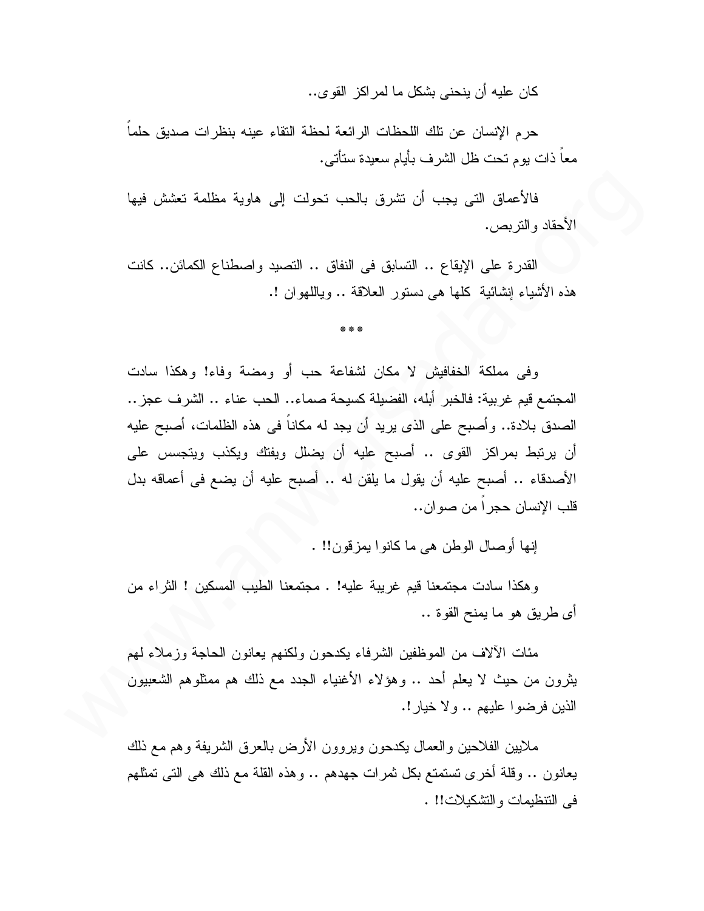كان عليه أن ينحنى بشكل ما لمراكز القوى..

حرم الإنسان عن تلك اللحظات الرائعة لحظة التقاء عينه بنظرات صديق حلماً معاً ذات يوم تحت ظل الشرف بأيام سعيدة ستأتى.

فالأعماق التى يجب أن تشرق بالحب تحولت إلى هاوية مظلمة تعشش فيها الأحقاد والتربص.

القدرة على الإيقاع .. التسابق فى النفاق .. التصيد واصطناع الكمائن.. كانت هذه الأشياء إنشائية كلها هى دستور العلاقة .. وياللهوان !.

\*\*\*

وفى مملكة الخفافيش لا مكان لشفاعة حب أو ومضة وفاء! وهكذا سادت المجتمع قيم غريبة: فالخبر أبله، الفضيلة كسيحة صماء.. الحب عناء .. الشرف عجز.. الصدق بلادة.. وأصبح على الذى يريد أن يجد له مكاناً فى هذه الظلمات، أصبح عليه أن يرتبط بمراكز القوى .. أصبح عليه أن يضلل ويفتك ويكذب ويتجسس على الأصدقاء .. أصبح عليه أن يقول ما يلقن له .. أصبح عليه أن يضع فى أعماقه بدل قلب الإنسان حجراً من صوان..

إنها أوصال الوطن هى ما كانوا يمزقون!! .

وهكذا سادت مجتمعنا قيم غريبة عليه! . مجتمعنا الطيب المسكين ! الثراء من أى طريق هو ما يمنح القوة ..

مئات الآلاف من الموظفين الشرفاء يكدحون ولكنهم يعانون الحاجة وزملاء لهم يثرون من حيث لا يعلم أحد .. وهؤلاء الأغنياء الجدد مع ذلك هم ممثلوهم الشعبيون الذين فرضوا عليهم .. ولا خيار!.

ملايين الفلاحين والعمال يكدحون ويروون الأرض بالعرق الشريفة وهم مع ذلك يعانون .. وقلة أخرى تستمتع بكل ثمرات جهدهم .. وهذه القلة مع ذلك هى التى تمثلهم فى التنظيمات والتشكيلات!! .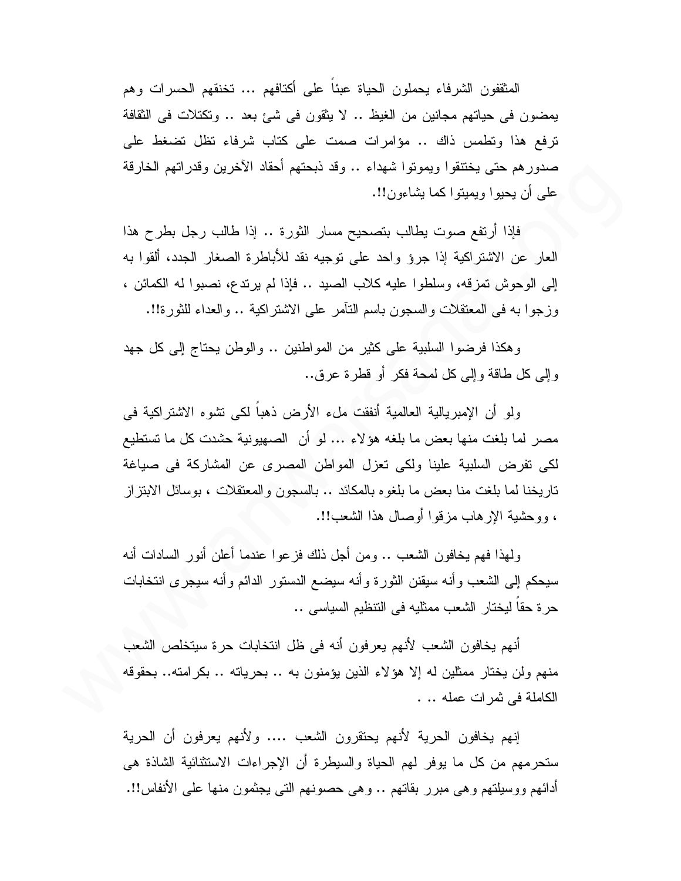المثقفون الشرفاء يحملون الحياة عبئاً على أكتافهم ... تخنقهم الحسرات وهم يمضون فى حياتهم مجانين من الغيظ .. لا يثقون فى شئ بعد .. وتكتلات فى الثقافة ترفع هذا وتطمس ذاك .. مؤامرات صمت على كتاب شرفاء تظل تضغط على صدورهم حتى يختنقوا ويموتوا شهداء .. وقد ذبحتهم أحقاد الآخرين وقدراتهم الخارقة على أن يحيوا ويميتوا كما يشاءون!!.

فإذا أرتفع صوت يطالب بتصحيح مسار الثورة .. إذا طالب رجل بطرح هذا العار عن الاشتراكية إذا جرؤ واحد على توجيه نقد للأباطرة الصغار الجدد، ألقوا به إلى الوحوش تمزقه، وسلطوا عليه كلاب الصيد .. فإذا لم يرتدع، نصبوا له الكمائن ، وزجوا به فى المعتقلات والسجون باسم التآمر على الاشتراكية .. والعداء للثورة!!.

وهكذا فرضوا السلبية على كثير من المواطنين .. والوطن يحتاج إلى كل جهد وإلى كل طاقة وإلى كل لمحة فكر أو قطرة عرق..

ولو أن الإمبريالية العالمية أنفقت ملء الأرض ذهباً لكى تشوه الاشتراكية فى مصر لما بلغت منها بعض ما بلغه هؤلاء ... لو أن الصهيونية حشدت كل ما تستطيع لكى تفرض السلبية علينا ولكى تعزل المواطن المصرى عن المشاركة فى صياغة تاريخنا لما بلغت منا بعض ما بلغوه بالمكائد .. بالسجون والمعتقلات ، بوسائل الابتزاز ، ووحشية الإرهاب مزقوا أوصال هذا الشعب!!.

ولهذا فهم يخافون الشعب .. ومن أجل ذلك فزعوا عندما أعلن أنور السادات أنه سيحكم إلى الشعب وأنه سيقنن الثورة وأنه سيضع الدستور الدائم وأنه سيجرى انتخابات حرة حقاً ليختار الشعب ممثليه فى التنظيم السياسى ..

أنهم يخافون الشعب لأنهم يعرفون أنه فى ظل انتخابات حرة سيتخلص الشعب منهم ولن يختار ممثلين له إلا هؤلاء الذين يؤمنون به .. بحرياته .. بكرامته.. بحقوقه الكاملة فى ثمرات عمله .. .

إنهم يخافون الحرية لأنهم يحتقرون الشعب .... ولأنهم يعرفون أن الحرية ستحرمهم من كل ما يوفر لهم الحياة والسيطرة أن الإجراءات الاستثنائية الشاذة هى أدائهم ووسيلتهم وهى مبرر بقاتهم .. وهى حصونهم التى يجثمون منها على الأنفاس!!.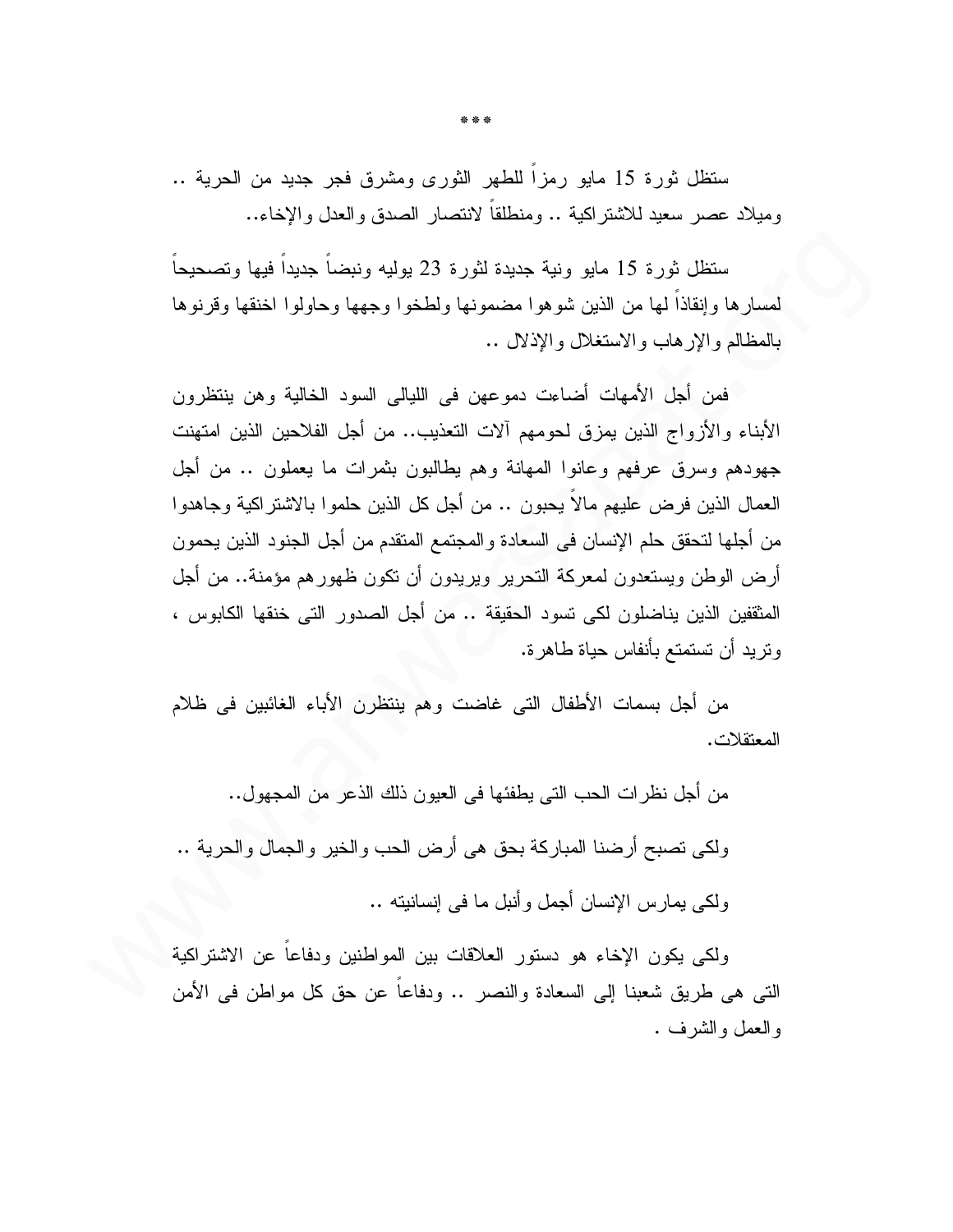\*\*\*

ستظل ثورة 15 مايو رمزاً للطهر الثورى ومشرق فجر جديد من الحرية .. وميلاد عصر سعيد للاشتراكية .. ومنطلقاً لانتصار الصدق والعدل والإخاء..

ستظل ثورة 15 مايو ونية جديدة لثورة 23 يوليه ونبضاً جديداً فيها وتصحيحاً لمسارها وإنقاذاً لها من الذين شوهوا مضمونها ولطخوا وجهها وحاولوا اخنقها وقرنوها بالمظالم والإرهاب والاستغلال والإذلال ..

فمن أجل الأمهات أضاعت دموعهن فى الليالى السود الخالية وهن ينتظرون الأبناء والأزواج الذين يمزق لحومهم آلات التعذيب.. من أجل الفلاحين الذين امتهنت جهودهم وسرق عرقهم وعانوا المهانة وهم يطالبون بثمرات ما يعملون .. من أجل العمال الذين فرض عليهم مالاً يحبون .. من أجل كل الذين حلموا بالاشتراكية وجاهدوا من أجلها لتحقق حلم الإنسان فى السعادة والمجتمع المتقدم من أجل الجنود الذين يحمون أرض الوطن ويستعدون لمعركة التحرير ويريدون أن تكون ظهورهم مؤمنة.. من أجل المثقفين الذين يناضلون لكى تسود الحقيقة .. من أجل الصدور التى خنقها الكابوس ، وتريد أن تستمتع بأنفاس حياة طاهرة.

من أجل بسمات الأطفال التى غاضت وهم ينتظرن الأباء الغائبين فى ظلام المعتقلات.

من أجل نظرات الحب التى يطفئها فى العيون ذلك الذعر من المجهول..

ولكى تصبح أرضنا المباركة بحق هى أرض الحب والخير والجمال والحرية ..

ولكى يمارس الإنسان أجمل وأنبل ما فى إنسانيته ..

ولكى يكون الإخاء هو دستور العلاقات بين المواطنين ودفاعاً عن الاشتراكية التى هى طريق شعبنا إلى السعادة والنصر .. ودفاعاً عن حق كل مواطن فى الأمن والعمل والشرف .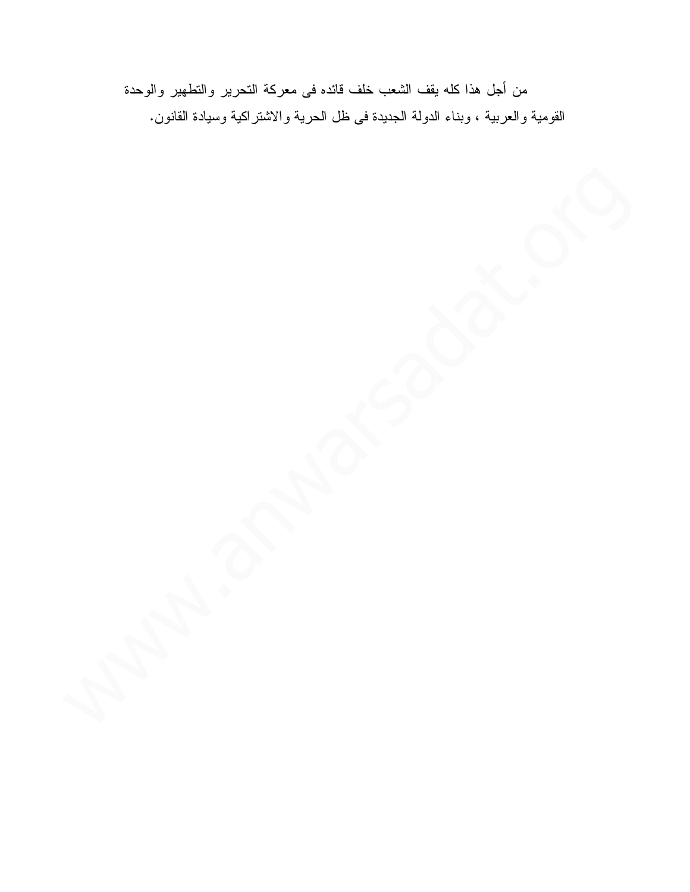من أجل هذا كله يقف الشعب خلف قائده فى معركة التحرير والتطهير والوحدة القومية والعربية ، وبناء الدولة الجديدة فى ظل الحرية والاشتراكية وسيادة القانون.